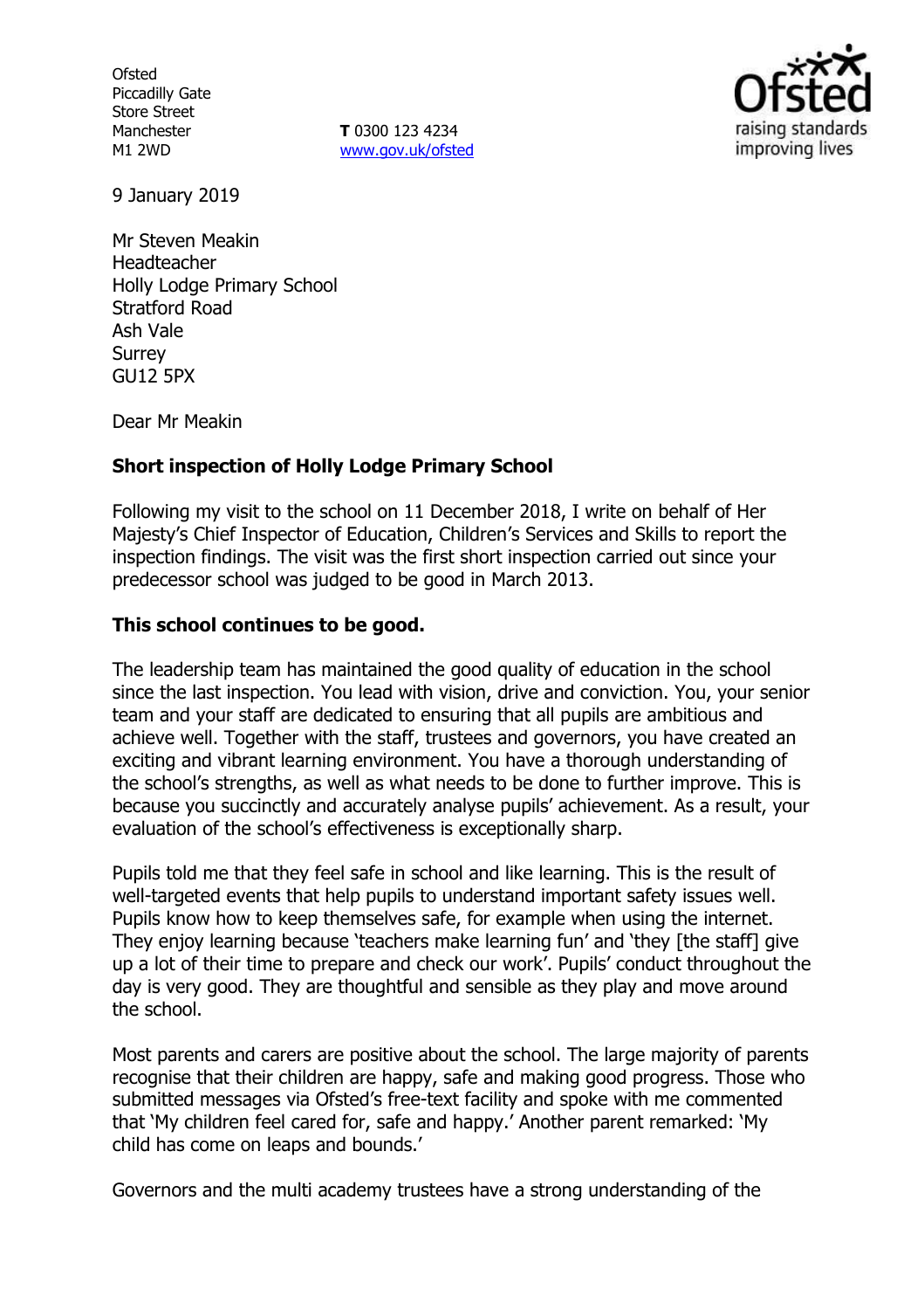Ofsted
Piccadilly Gate
Store Street
Manchester
M1 2WD

**T** 0300 123 4234
www.gov.uk/ofsted

9 January 2019

Mr Steven Meakin
Headteacher
Holly Lodge Primary School
Stratford Road
Ash Vale
Surrey
GU12 5PX

Dear Mr Meakin

**Short inspection of Holly Lodge Primary School**

Following my visit to the school on 11 December 2018, I write on behalf of Her Majesty's Chief Inspector of Education, Children's Services and Skills to report the inspection findings. The visit was the first short inspection carried out since your predecessor school was judged to be good in March 2013.

**This school continues to be good.**

The leadership team has maintained the good quality of education in the school since the last inspection. You lead with vision, drive and conviction. You, your senior team and your staff are dedicated to ensuring that all pupils are ambitious and achieve well. Together with the staff, trustees and governors, you have created an exciting and vibrant learning environment. You have a thorough understanding of the school's strengths, as well as what needs to be done to further improve. This is because you succinctly and accurately analyse pupils' achievement. As a result, your evaluation of the school's effectiveness is exceptionally sharp.

Pupils told me that they feel safe in school and like learning. This is the result of well-targeted events that help pupils to understand important safety issues well. Pupils know how to keep themselves safe, for example when using the internet. They enjoy learning because 'teachers make learning fun' and 'they [the staff] give up a lot of their time to prepare and check our work'. Pupils' conduct throughout the day is very good. They are thoughtful and sensible as they play and move around the school.

Most parents and carers are positive about the school. The large majority of parents recognise that their children are happy, safe and making good progress. Those who submitted messages via Ofsted's free-text facility and spoke with me commented that 'My children feel cared for, safe and happy.' Another parent remarked: 'My child has come on leaps and bounds.'

Governors and the multi academy trustees have a strong understanding of the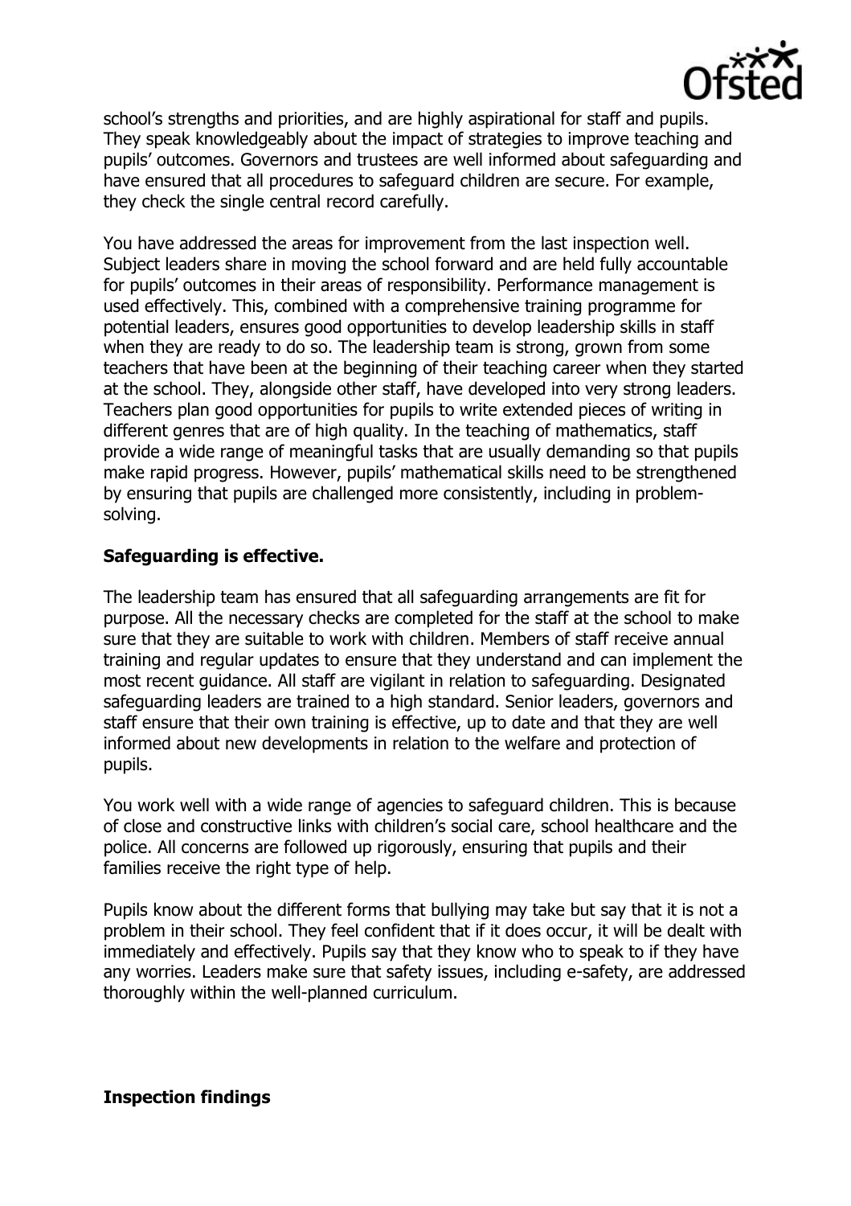school's strengths and priorities, and are highly aspirational for staff and pupils. They speak knowledgeably about the impact of strategies to improve teaching and pupils' outcomes. Governors and trustees are well informed about safeguarding and have ensured that all procedures to safeguard children are secure. For example, they check the single central record carefully.

You have addressed the areas for improvement from the last inspection well. Subject leaders share in moving the school forward and are held fully accountable for pupils' outcomes in their areas of responsibility. Performance management is used effectively. This, combined with a comprehensive training programme for potential leaders, ensures good opportunities to develop leadership skills in staff when they are ready to do so. The leadership team is strong, grown from some teachers that have been at the beginning of their teaching career when they started at the school. They, alongside other staff, have developed into very strong leaders. Teachers plan good opportunities for pupils to write extended pieces of writing in different genres that are of high quality. In the teaching of mathematics, staff provide a wide range of meaningful tasks that are usually demanding so that pupils make rapid progress. However, pupils' mathematical skills need to be strengthened by ensuring that pupils are challenged more consistently, including in problem-solving.

**Safeguarding is effective.**

The leadership team has ensured that all safeguarding arrangements are fit for purpose. All the necessary checks are completed for the staff at the school to make sure that they are suitable to work with children. Members of staff receive annual training and regular updates to ensure that they understand and can implement the most recent guidance. All staff are vigilant in relation to safeguarding. Designated safeguarding leaders are trained to a high standard. Senior leaders, governors and staff ensure that their own training is effective, up to date and that they are well informed about new developments in relation to the welfare and protection of pupils.

You work well with a wide range of agencies to safeguard children. This is because of close and constructive links with children's social care, school healthcare and the police. All concerns are followed up rigorously, ensuring that pupils and their families receive the right type of help.

Pupils know about the different forms that bullying may take but say that it is not a problem in their school. They feel confident that if it does occur, it will be dealt with immediately and effectively. Pupils say that they know who to speak to if they have any worries. Leaders make sure that safety issues, including e-safety, are addressed thoroughly within the well-planned curriculum.

**Inspection findings**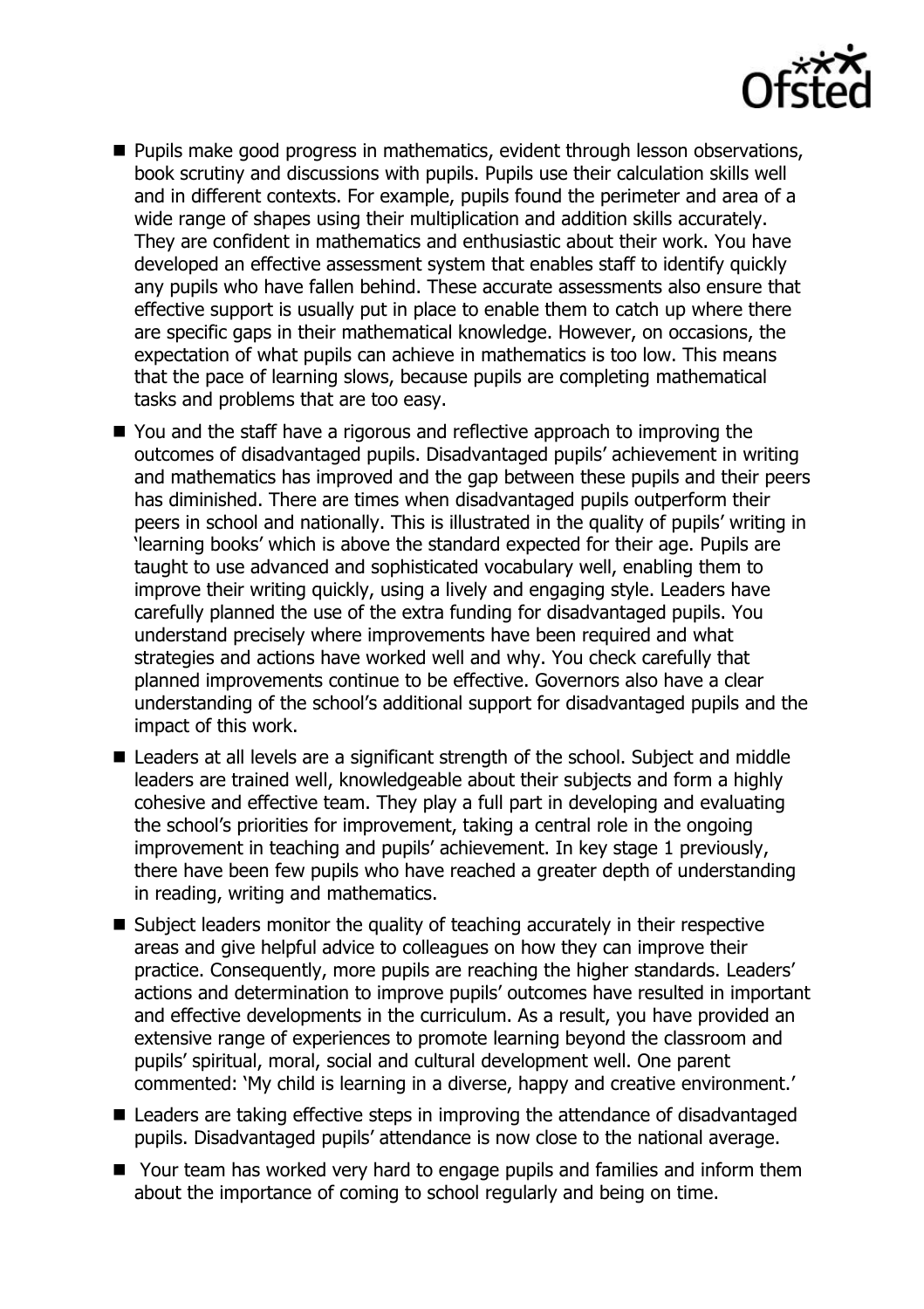- Pupils make good progress in mathematics, evident through lesson observations, book scrutiny and discussions with pupils. Pupils use their calculation skills well and in different contexts. For example, pupils found the perimeter and area of a wide range of shapes using their multiplication and addition skills accurately. They are confident in mathematics and enthusiastic about their work. You have developed an effective assessment system that enables staff to identify quickly any pupils who have fallen behind. These accurate assessments also ensure that effective support is usually put in place to enable them to catch up where there are specific gaps in their mathematical knowledge. However, on occasions, the expectation of what pupils can achieve in mathematics is too low. This means that the pace of learning slows, because pupils are completing mathematical tasks and problems that are too easy.
- You and the staff have a rigorous and reflective approach to improving the outcomes of disadvantaged pupils. Disadvantaged pupils' achievement in writing and mathematics has improved and the gap between these pupils and their peers has diminished. There are times when disadvantaged pupils outperform their peers in school and nationally. This is illustrated in the quality of pupils' writing in 'learning books' which is above the standard expected for their age. Pupils are taught to use advanced and sophisticated vocabulary well, enabling them to improve their writing quickly, using a lively and engaging style. Leaders have carefully planned the use of the extra funding for disadvantaged pupils. You understand precisely where improvements have been required and what strategies and actions have worked well and why. You check carefully that planned improvements continue to be effective. Governors also have a clear understanding of the school's additional support for disadvantaged pupils and the impact of this work.
- Leaders at all levels are a significant strength of the school. Subject and middle leaders are trained well, knowledgeable about their subjects and form a highly cohesive and effective team. They play a full part in developing and evaluating the school's priorities for improvement, taking a central role in the ongoing improvement in teaching and pupils' achievement. In key stage 1 previously, there have been few pupils who have reached a greater depth of understanding in reading, writing and mathematics.
- Subject leaders monitor the quality of teaching accurately in their respective areas and give helpful advice to colleagues on how they can improve their practice. Consequently, more pupils are reaching the higher standards. Leaders' actions and determination to improve pupils' outcomes have resulted in important and effective developments in the curriculum. As a result, you have provided an extensive range of experiences to promote learning beyond the classroom and pupils' spiritual, moral, social and cultural development well. One parent commented: 'My child is learning in a diverse, happy and creative environment.'
- Leaders are taking effective steps in improving the attendance of disadvantaged pupils. Disadvantaged pupils' attendance is now close to the national average.
- Your team has worked very hard to engage pupils and families and inform them about the importance of coming to school regularly and being on time.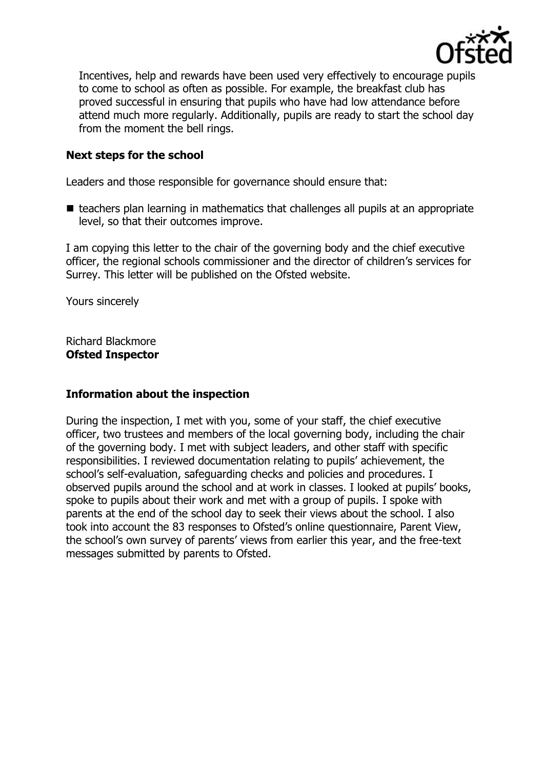Incentives, help and rewards have been used very effectively to encourage pupils to come to school as often as possible. For example, the breakfast club has proved successful in ensuring that pupils who have had low attendance before attend much more regularly. Additionally, pupils are ready to start the school day from the moment the bell rings.

## Next steps for the school

Leaders and those responsible for governance should ensure that:

- teachers plan learning in mathematics that challenges all pupils at an appropriate level, so that their outcomes improve.

I am copying this letter to the chair of the governing body and the chief executive officer, the regional schools commissioner and the director of children's services for Surrey. This letter will be published on the Ofsted website.

Yours sincerely

Richard Blackmore
**Ofsted Inspector**

## Information about the inspection

During the inspection, I met with you, some of your staff, the chief executive officer, two trustees and members of the local governing body, including the chair of the governing body. I met with subject leaders, and other staff with specific responsibilities. I reviewed documentation relating to pupils' achievement, the school's self-evaluation, safeguarding checks and policies and procedures. I observed pupils around the school and at work in classes. I looked at pupils' books, spoke to pupils about their work and met with a group of pupils. I spoke with parents at the end of the school day to seek their views about the school. I also took into account the 83 responses to Ofsted's online questionnaire, Parent View, the school's own survey of parents' views from earlier this year, and the free-text messages submitted by parents to Ofsted.